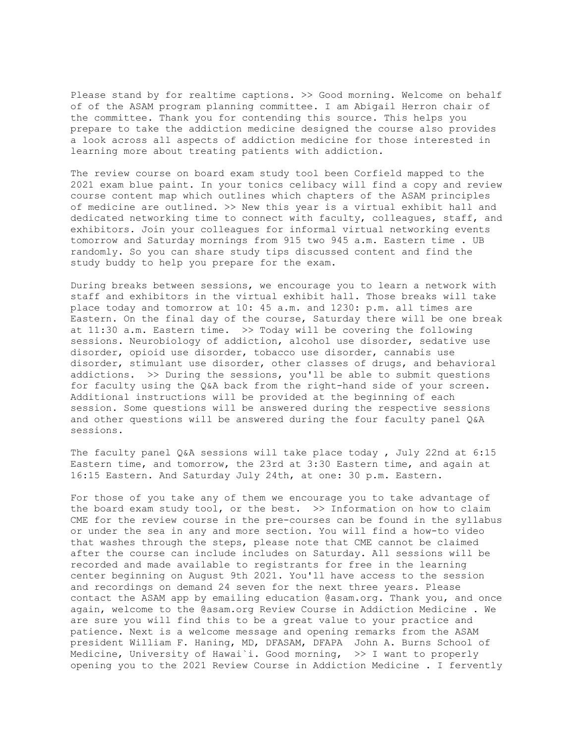Please stand by for realtime captions. >> Good morning. Welcome on behalf of of the ASAM program planning committee. I am Abigail Herron chair of the committee. Thank you for contending this source. This helps you prepare to take the addiction medicine designed the course also provides a look across all aspects of addiction medicine for those interested in learning more about treating patients with addiction.

The review course on board exam study tool been Corfield mapped to the 2021 exam blue paint. In your tonics celibacy will find a copy and review course content map which outlines which chapters of the ASAM principles of medicine are outlined. >> New this year is a virtual exhibit hall and dedicated networking time to connect with faculty, colleagues, staff, and exhibitors. Join your colleagues for informal virtual networking events tomorrow and Saturday mornings from 915 two 945 a.m. Eastern time . UB randomly. So you can share study tips discussed content and find the study buddy to help you prepare for the exam.

During breaks between sessions, we encourage you to learn a network with staff and exhibitors in the virtual exhibit hall. Those breaks will take place today and tomorrow at 10: 45 a.m. and 1230: p.m. all times are Eastern. On the final day of the course, Saturday there will be one break at 11:30 a.m. Eastern time. >> Today will be covering the following sessions. Neurobiology of addiction, alcohol use disorder, sedative use disorder, opioid use disorder, tobacco use disorder, cannabis use disorder, stimulant use disorder, other classes of drugs, and behavioral addictions. >> During the sessions, you'll be able to submit questions for faculty using the Q&A back from the right-hand side of your screen. Additional instructions will be provided at the beginning of each session. Some questions will be answered during the respective sessions and other questions will be answered during the four faculty panel Q&A sessions.

The faculty panel Q&A sessions will take place today , July 22nd at 6:15 Eastern time, and tomorrow, the 23rd at 3:30 Eastern time, and again at 16:15 Eastern. And Saturday July 24th, at one: 30 p.m. Eastern.

For those of you take any of them we encourage you to take advantage of the board exam study tool, or the best. >> Information on how to claim CME for the review course in the pre-courses can be found in the syllabus or under the sea in any and more section. You will find a how-to video that washes through the steps, please note that CME cannot be claimed after the course can include includes on Saturday. All sessions will be recorded and made available to registrants for free in the learning center beginning on August 9th 2021. You'll have access to the session and recordings on demand 24 seven for the next three years. Please contact the ASAM app by emailing education @asam.org. Thank you, and once again, welcome to the @asam.org Review Course in Addiction Medicine . We are sure you will find this to be a great value to your practice and patience. Next is a welcome message and opening remarks from the ASAM president William F. Haning, MD, DFASAM, DFAPA John A. Burns School of Medicine, University of Hawai`i. Good morning, >> I want to properly opening you to the 2021 Review Course in Addiction Medicine . I fervently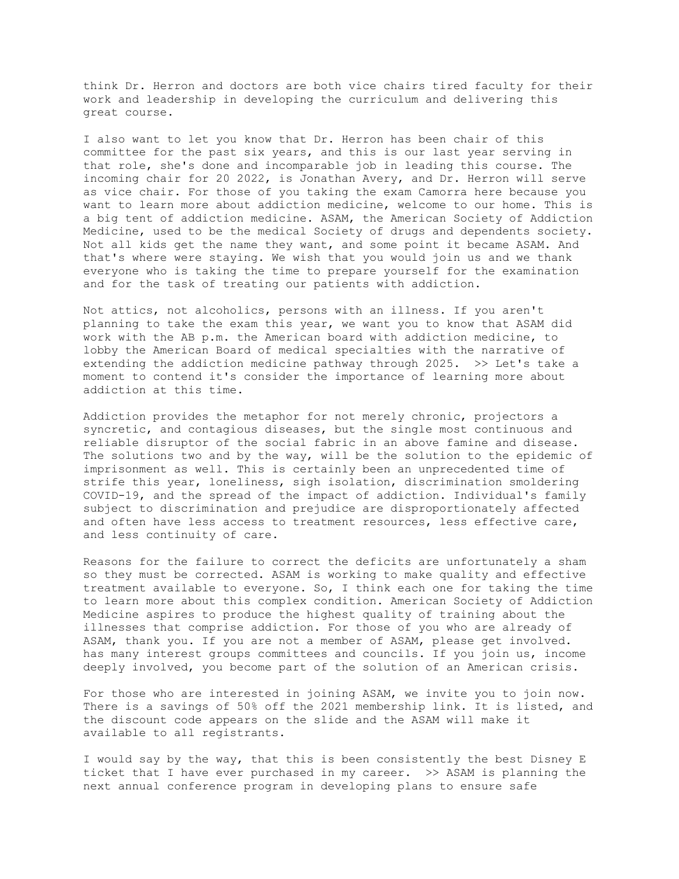think Dr. Herron and doctors are both vice chairs tired faculty for their work and leadership in developing the curriculum and delivering this great course.

I also want to let you know that Dr. Herron has been chair of this committee for the past six years, and this is our last year serving in that role, she's done and incomparable job in leading this course. The incoming chair for 20 2022, is Jonathan Avery, and Dr. Herron will serve as vice chair. For those of you taking the exam Camorra here because you want to learn more about addiction medicine, welcome to our home. This is a big tent of addiction medicine. ASAM, the American Society of Addiction Medicine, used to be the medical Society of drugs and dependents society. Not all kids get the name they want, and some point it became ASAM. And that's where were staying. We wish that you would join us and we thank everyone who is taking the time to prepare yourself for the examination and for the task of treating our patients with addiction.

Not attics, not alcoholics, persons with an illness. If you aren't planning to take the exam this year, we want you to know that ASAM did work with the AB p.m. the American board with addiction medicine, to lobby the American Board of medical specialties with the narrative of extending the addiction medicine pathway through 2025. >> Let's take a moment to contend it's consider the importance of learning more about addiction at this time.

Addiction provides the metaphor for not merely chronic, projectors a syncretic, and contagious diseases, but the single most continuous and reliable disruptor of the social fabric in an above famine and disease. The solutions two and by the way, will be the solution to the epidemic of imprisonment as well. This is certainly been an unprecedented time of strife this year, loneliness, sigh isolation, discrimination smoldering COVID-19, and the spread of the impact of addiction. Individual's family subject to discrimination and prejudice are disproportionately affected and often have less access to treatment resources, less effective care, and less continuity of care.

Reasons for the failure to correct the deficits are unfortunately a sham so they must be corrected. ASAM is working to make quality and effective treatment available to everyone. So, I think each one for taking the time to learn more about this complex condition. American Society of Addiction Medicine aspires to produce the highest quality of training about the illnesses that comprise addiction. For those of you who are already of ASAM, thank you. If you are not a member of ASAM, please get involved. has many interest groups committees and councils. If you join us, income deeply involved, you become part of the solution of an American crisis.

For those who are interested in joining ASAM, we invite you to join now. There is a savings of 50% off the 2021 membership link. It is listed, and the discount code appears on the slide and the ASAM will make it available to all registrants.

I would say by the way, that this is been consistently the best Disney E ticket that I have ever purchased in my career. >> ASAM is planning the next annual conference program in developing plans to ensure safe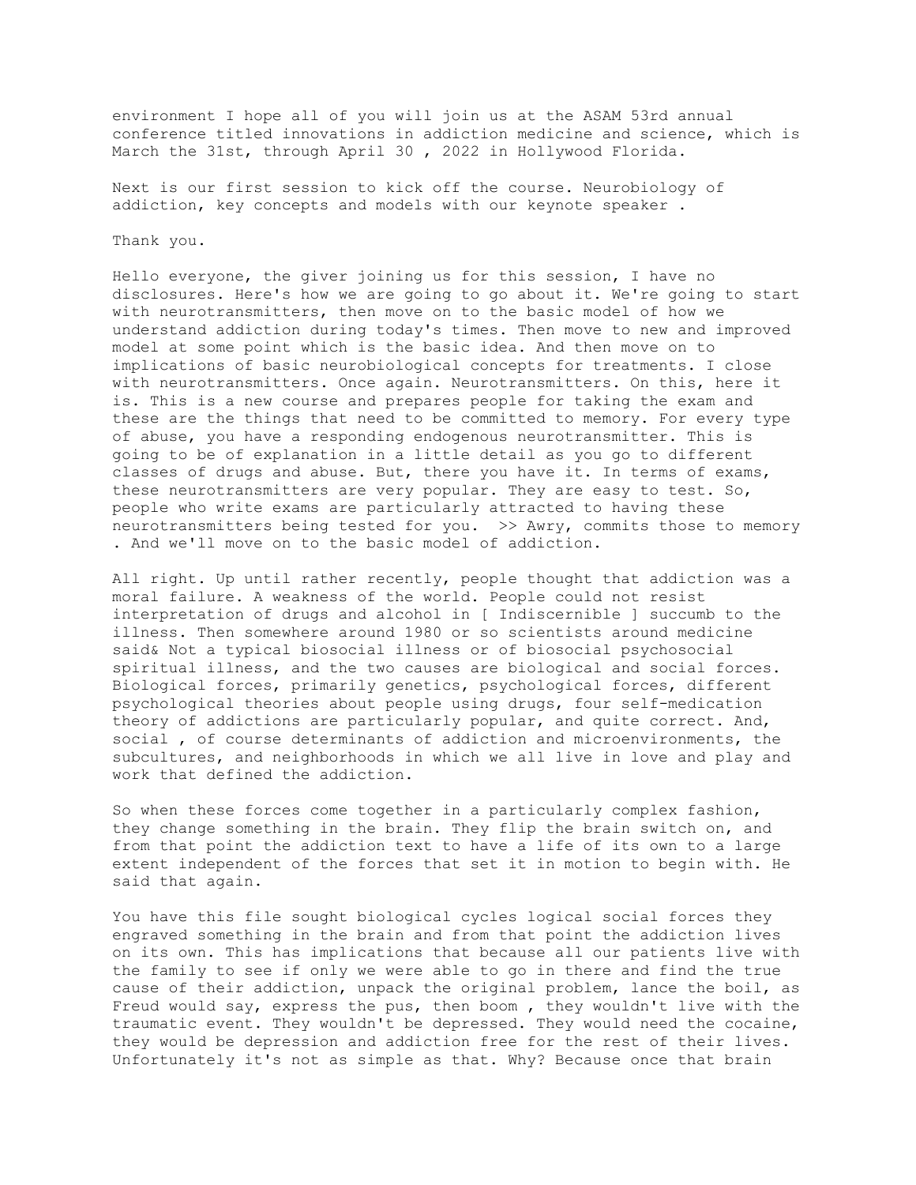environment I hope all of you will join us at the ASAM 53rd annual conference titled innovations in addiction medicine and science, which is March the 31st, through April 30 , 2022 in Hollywood Florida.

Next is our first session to kick off the course. Neurobiology of addiction, key concepts and models with our keynote speaker .

Thank you.

Hello everyone, the giver joining us for this session, I have no disclosures. Here's how we are going to go about it. We're going to start with neurotransmitters, then move on to the basic model of how we understand addiction during today's times. Then move to new and improved model at some point which is the basic idea. And then move on to implications of basic neurobiological concepts for treatments. I close with neurotransmitters. Once again. Neurotransmitters. On this, here it is. This is a new course and prepares people for taking the exam and these are the things that need to be committed to memory. For every type of abuse, you have a responding endogenous neurotransmitter. This is going to be of explanation in a little detail as you go to different classes of drugs and abuse. But, there you have it. In terms of exams, these neurotransmitters are very popular. They are easy to test. So, people who write exams are particularly attracted to having these neurotransmitters being tested for you. >> Awry, commits those to memory . And we'll move on to the basic model of addiction.

All right. Up until rather recently, people thought that addiction was a moral failure. A weakness of the world. People could not resist interpretation of drugs and alcohol in [ Indiscernible ] succumb to the illness. Then somewhere around 1980 or so scientists around medicine said& Not a typical biosocial illness or of biosocial psychosocial spiritual illness, and the two causes are biological and social forces. Biological forces, primarily genetics, psychological forces, different psychological theories about people using drugs, four self-medication theory of addictions are particularly popular, and quite correct. And, social , of course determinants of addiction and microenvironments, the subcultures, and neighborhoods in which we all live in love and play and work that defined the addiction.

So when these forces come together in a particularly complex fashion, they change something in the brain. They flip the brain switch on, and from that point the addiction text to have a life of its own to a large extent independent of the forces that set it in motion to begin with. He said that again.

You have this file sought biological cycles logical social forces they engraved something in the brain and from that point the addiction lives on its own. This has implications that because all our patients live with the family to see if only we were able to go in there and find the true cause of their addiction, unpack the original problem, lance the boil, as Freud would say, express the pus, then boom , they wouldn't live with the traumatic event. They wouldn't be depressed. They would need the cocaine, they would be depression and addiction free for the rest of their lives. Unfortunately it's not as simple as that. Why? Because once that brain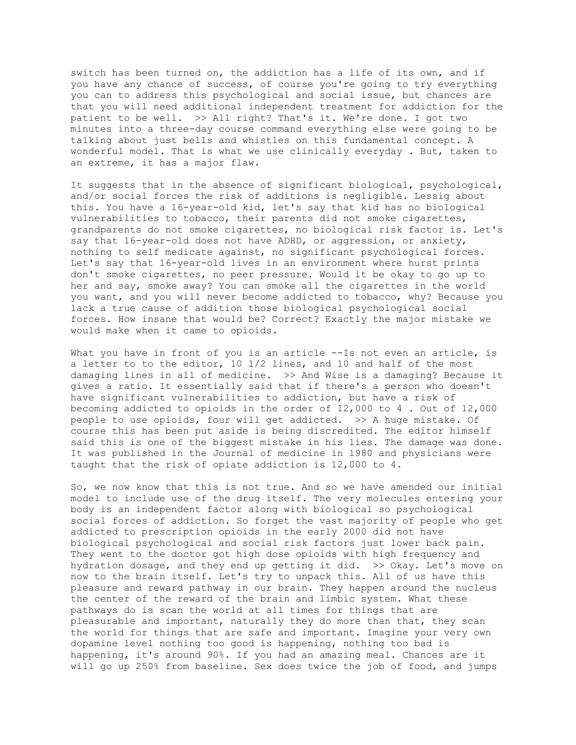switch has been turned on, the addiction has a life of its own, and if you have any chance of success, of course you're going to try everything you can to address this psychological and social issue, but chances are that you will need additional independent treatment for addiction for the patient to be well.  >> All right? That's it. We're done. I got two minutes into a three-day course command everything else were going to be talking about just bells and whistles on this fundamental concept. A wonderful model. That is what we use clinically everyday . But, taken to an extreme, it has a major flaw.

It suggests that in the absence of significant biological, psychological, and/or social forces the risk of additions is negligible. Lessig about this. You have a 16-year-old kid, let's say that kid has no biological vulnerabilities to tobacco, their parents did not smoke cigarettes, grandparents do not smoke cigarettes, no biological risk factor is. Let's say that 16-year-old does not have ADHD, or aggression, or anxiety, nothing to self medicate against, no significant psychological forces. Let's say that 16-year-old lives in an environment where hurst prints don't smoke cigarettes, no peer pressure. Would it be okay to go up to her and say, smoke away? You can smoke all the cigarettes in the world you want, and you will never become addicted to tobacco, why? Because you lack a true cause of addition those biological psychological social forces. How insane that would be? Correct? Exactly the major mistake we would make when it came to opioids.

What you have in front of you is an article --Is not even an article, is a letter to to the editor, 10 1/2 lines, and 10 and half of the most damaging lines in all of medicine.  >> And Wise is a damaging? Because it gives a ratio. It essentially said that if there's a person who doesn't have significant vulnerabilities to addiction, but have a risk of becoming addicted to opioids in the order of 12,000 to 4 . Out of 12,000 people to use opioids, four will get addicted.  >> A huge mistake. Of course this has been put aside is being discredited. The editor himself said this is one of the biggest mistake in his lies. The damage was done. It was published in the Journal of medicine in 1980 and physicians were taught that the risk of opiate addiction is 12,000 to 4.

So, we now know that this is not true. And so we have amended our initial model to include use of the drug itself. The very molecules entering your body is an independent factor along with biological so psychological social forces of addiction. So forget the vast majority of people who get addicted to prescription opioids in the early 2000 did not have biological psychological and social risk factors just lower back pain. They went to the doctor got high dose opioids with high frequency and hydration dosage, and they end up getting it did.  >> Okay. Let's move on now to the brain itself. Let's try to unpack this. All of us have this pleasure and reward pathway in our brain. They happen around the nucleus the center of the reward of the brain and limbic system. What these pathways do is scan the world at all times for things that are pleasurable and important, naturally they do more than that, they scan the world for things that are safe and important. Imagine your very own dopamine level nothing too good is happening, nothing too bad is happening, it's around 90%. If you had an amazing meal. Chances are it will go up 250% from baseline. Sex does twice the job of food, and jumps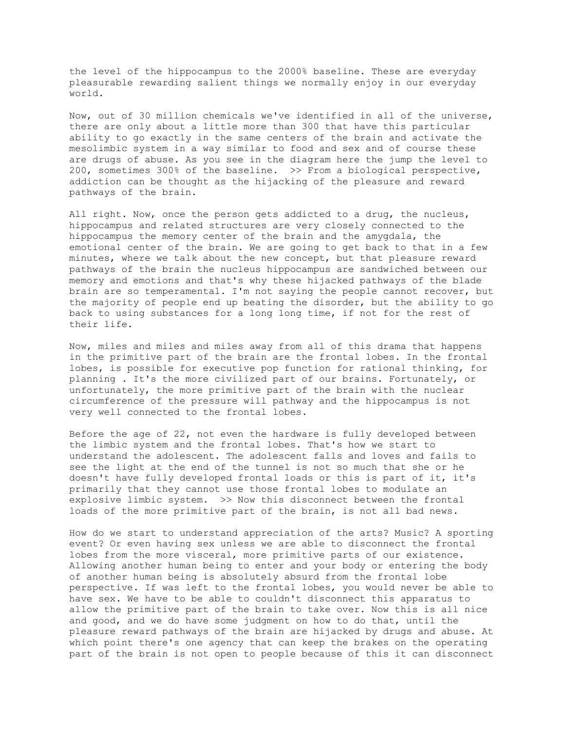the level of the hippocampus to the 2000% baseline. These are everyday pleasurable rewarding salient things we normally enjoy in our everyday world.

Now, out of 30 million chemicals we've identified in all of the universe, there are only about a little more than 300 that have this particular ability to go exactly in the same centers of the brain and activate the mesolimbic system in a way similar to food and sex and of course these are drugs of abuse. As you see in the diagram here the jump the level to 200, sometimes 300% of the baseline. >> From a biological perspective, addiction can be thought as the hijacking of the pleasure and reward pathways of the brain.

All right. Now, once the person gets addicted to a drug, the nucleus, hippocampus and related structures are very closely connected to the hippocampus the memory center of the brain and the amygdala, the emotional center of the brain. We are going to get back to that in a few minutes, where we talk about the new concept, but that pleasure reward pathways of the brain the nucleus hippocampus are sandwiched between our memory and emotions and that's why these hijacked pathways of the blade brain are so temperamental. I'm not saying the people cannot recover, but the majority of people end up beating the disorder, but the ability to go back to using substances for a long long time, if not for the rest of their life.

Now, miles and miles and miles away from all of this drama that happens in the primitive part of the brain are the frontal lobes. In the frontal lobes, is possible for executive pop function for rational thinking, for planning . It's the more civilized part of our brains. Fortunately, or unfortunately, the more primitive part of the brain with the nuclear circumference of the pressure will pathway and the hippocampus is not very well connected to the frontal lobes.

Before the age of 22, not even the hardware is fully developed between the limbic system and the frontal lobes. That's how we start to understand the adolescent. The adolescent falls and loves and fails to see the light at the end of the tunnel is not so much that she or he doesn't have fully developed frontal loads or this is part of it, it's primarily that they cannot use those frontal lobes to modulate an explosive limbic system. >> Now this disconnect between the frontal loads of the more primitive part of the brain, is not all bad news.

How do we start to understand appreciation of the arts? Music? A sporting event? Or even having sex unless we are able to disconnect the frontal lobes from the more visceral, more primitive parts of our existence. Allowing another human being to enter and your body or entering the body of another human being is absolutely absurd from the frontal lobe perspective. If was left to the frontal lobes, you would never be able to have sex. We have to be able to couldn't disconnect this apparatus to allow the primitive part of the brain to take over. Now this is all nice and good, and we do have some judgment on how to do that, until the pleasure reward pathways of the brain are hijacked by drugs and abuse. At which point there's one agency that can keep the brakes on the operating part of the brain is not open to people because of this it can disconnect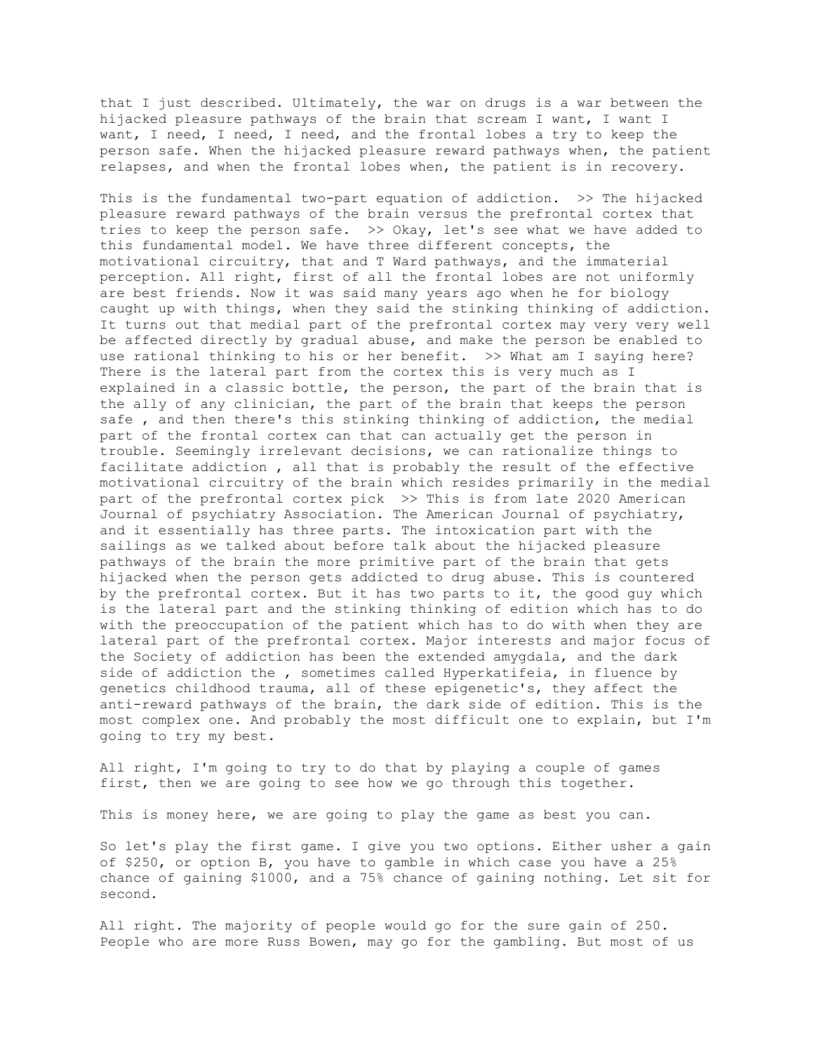that I just described. Ultimately, the war on drugs is a war between the hijacked pleasure pathways of the brain that scream I want, I want I want, I need, I need, I need, and the frontal lobes a try to keep the person safe. When the hijacked pleasure reward pathways when, the patient relapses, and when the frontal lobes when, the patient is in recovery.

This is the fundamental two-part equation of addiction. >> The hijacked pleasure reward pathways of the brain versus the prefrontal cortex that tries to keep the person safe. >> Okay, let's see what we have added to this fundamental model. We have three different concepts, the motivational circuitry, that and T Ward pathways, and the immaterial perception. All right, first of all the frontal lobes are not uniformly are best friends. Now it was said many years ago when he for biology caught up with things, when they said the stinking thinking of addiction. It turns out that medial part of the prefrontal cortex may very very well be affected directly by gradual abuse, and make the person be enabled to use rational thinking to his or her benefit. >> What am I saying here? There is the lateral part from the cortex this is very much as I explained in a classic bottle, the person, the part of the brain that is the ally of any clinician, the part of the brain that keeps the person safe , and then there's this stinking thinking of addiction, the medial part of the frontal cortex can that can actually get the person in trouble. Seemingly irrelevant decisions, we can rationalize things to facilitate addiction , all that is probably the result of the effective motivational circuitry of the brain which resides primarily in the medial part of the prefrontal cortex pick >> This is from late 2020 American Journal of psychiatry Association. The American Journal of psychiatry, and it essentially has three parts. The intoxication part with the sailings as we talked about before talk about the hijacked pleasure pathways of the brain the more primitive part of the brain that gets hijacked when the person gets addicted to drug abuse. This is countered by the prefrontal cortex. But it has two parts to it, the good guy which is the lateral part and the stinking thinking of edition which has to do with the preoccupation of the patient which has to do with when they are lateral part of the prefrontal cortex. Major interests and major focus of the Society of addiction has been the extended amygdala, and the dark side of addiction the , sometimes called Hyperkatifeia, in fluence by genetics childhood trauma, all of these epigenetic's, they affect the anti-reward pathways of the brain, the dark side of edition. This is the most complex one. And probably the most difficult one to explain, but I'm going to try my best.

All right, I'm going to try to do that by playing a couple of games first, then we are going to see how we go through this together.

This is money here, we are going to play the game as best you can.

So let's play the first game. I give you two options. Either usher a gain of $250, or option B, you have to gamble in which case you have a 25% chance of gaining $1000, and a 75% chance of gaining nothing. Let sit for second.

All right. The majority of people would go for the sure gain of 250. People who are more Russ Bowen, may go for the gambling. But most of us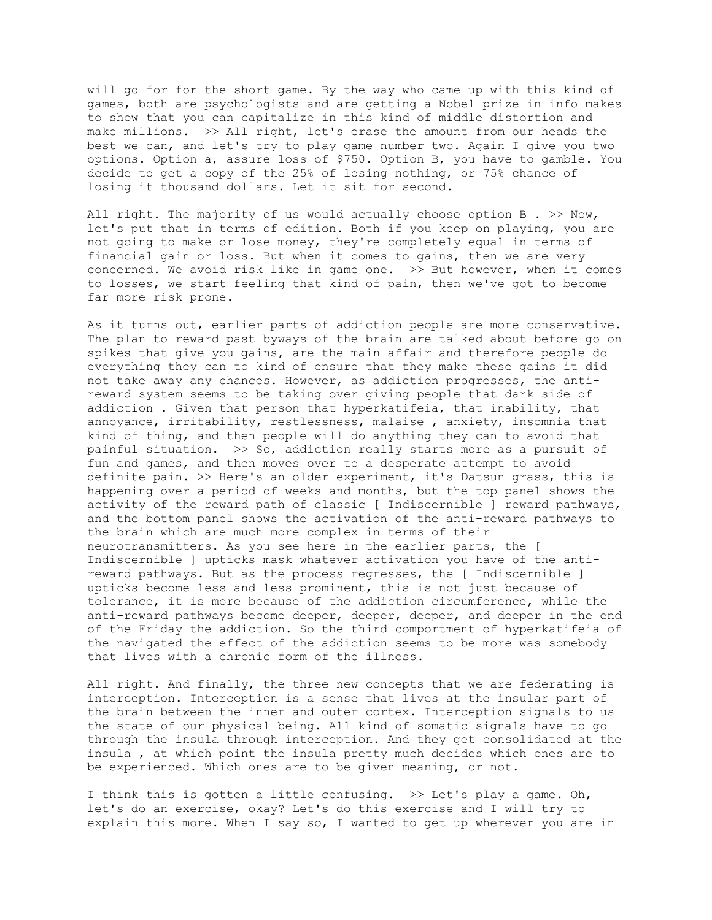will go for for the short game. By the way who came up with this kind of games, both are psychologists and are getting a Nobel prize in info makes to show that you can capitalize in this kind of middle distortion and make millions. >> All right, let's erase the amount from our heads the best we can, and let's try to play game number two. Again I give you two options. Option a, assure loss of $750. Option B, you have to gamble. You decide to get a copy of the 25% of losing nothing, or 75% chance of losing it thousand dollars. Let it sit for second.

All right. The majority of us would actually choose option B . >> Now, let's put that in terms of edition. Both if you keep on playing, you are not going to make or lose money, they're completely equal in terms of financial gain or loss. But when it comes to gains, then we are very concerned. We avoid risk like in game one. >> But however, when it comes to losses, we start feeling that kind of pain, then we've got to become far more risk prone.

As it turns out, earlier parts of addiction people are more conservative. The plan to reward past byways of the brain are talked about before go on spikes that give you gains, are the main affair and therefore people do everything they can to kind of ensure that they make these gains it did not take away any chances. However, as addiction progresses, the anti-reward system seems to be taking over giving people that dark side of addiction . Given that person that hyperkatifeia, that inability, that annoyance, irritability, restlessness, malaise , anxiety, insomnia that kind of thing, and then people will do anything they can to avoid that painful situation. >> So, addiction really starts more as a pursuit of fun and games, and then moves over to a desperate attempt to avoid definite pain. >> Here's an older experiment, it's Datsun grass, this is happening over a period of weeks and months, but the top panel shows the activity of the reward path of classic [ Indiscernible ] reward pathways, and the bottom panel shows the activation of the anti-reward pathways to the brain which are much more complex in terms of their neurotransmitters. As you see here in the earlier parts, the [ Indiscernible ] upticks mask whatever activation you have of the anti-reward pathways. But as the process regresses, the [ Indiscernible ] upticks become less and less prominent, this is not just because of tolerance, it is more because of the addiction circumference, while the anti-reward pathways become deeper, deeper, deeper, and deeper in the end of the Friday the addiction. So the third comportment of hyperkatifeia of the navigated the effect of the addiction seems to be more was somebody that lives with a chronic form of the illness.

All right. And finally, the three new concepts that we are federating is interception. Interception is a sense that lives at the insular part of the brain between the inner and outer cortex. Interception signals to us the state of our physical being. All kind of somatic signals have to go through the insula through interception. And they get consolidated at the insula , at which point the insula pretty much decides which ones are to be experienced. Which ones are to be given meaning, or not.

I think this is gotten a little confusing. >> Let's play a game. Oh, let's do an exercise, okay? Let's do this exercise and I will try to explain this more. When I say so, I wanted to get up wherever you are in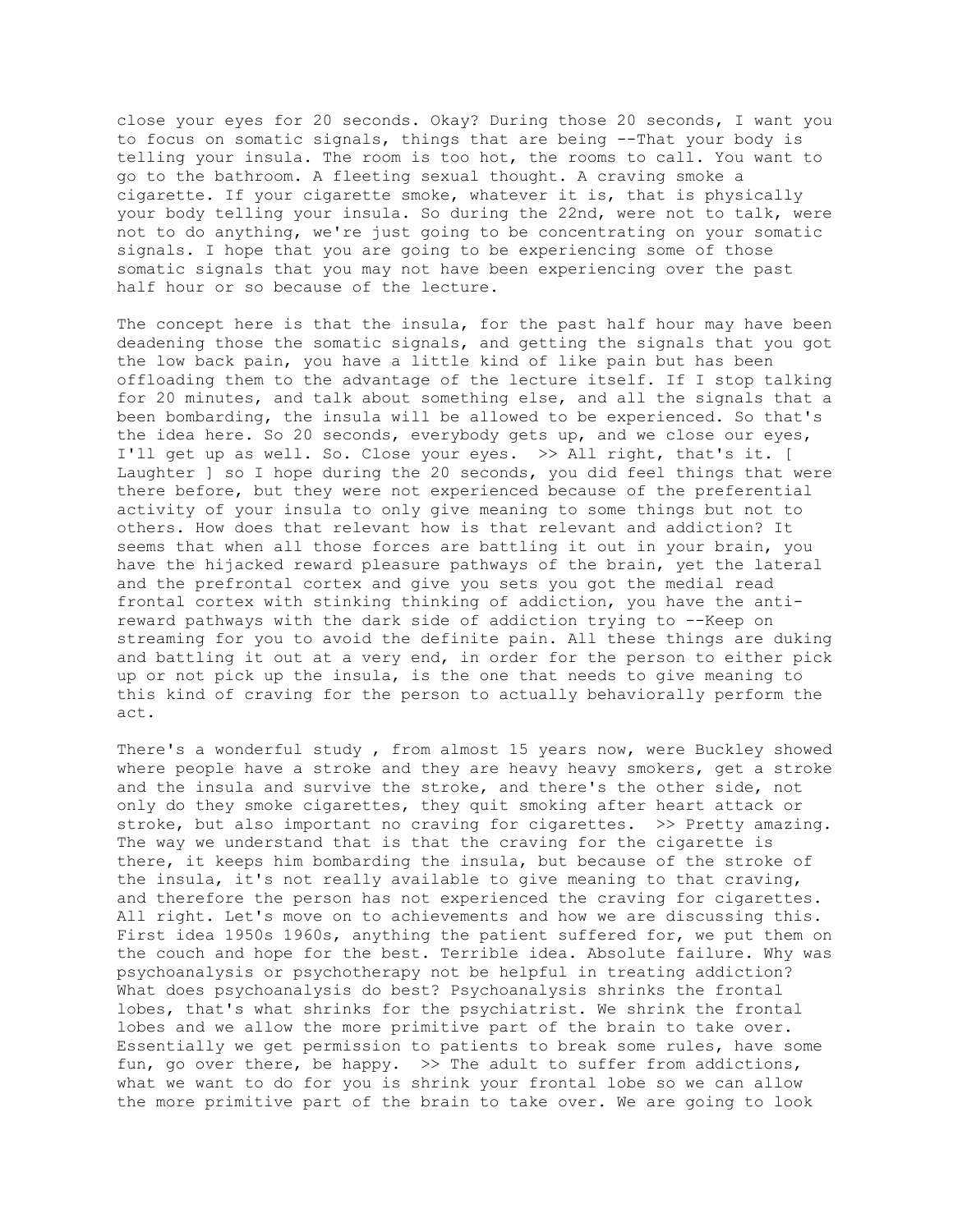close your eyes for 20 seconds. Okay? During those 20 seconds, I want you to focus on somatic signals, things that are being --That your body is telling your insula. The room is too hot, the rooms to call. You want to go to the bathroom. A fleeting sexual thought. A craving smoke a cigarette. If your cigarette smoke, whatever it is, that is physically your body telling your insula. So during the 22nd, were not to talk, were not to do anything, we're just going to be concentrating on your somatic signals. I hope that you are going to be experiencing some of those somatic signals that you may not have been experiencing over the past half hour or so because of the lecture.

The concept here is that the insula, for the past half hour may have been deadening those the somatic signals, and getting the signals that you got the low back pain, you have a little kind of like pain but has been offloading them to the advantage of the lecture itself. If I stop talking for 20 minutes, and talk about something else, and all the signals that a been bombarding, the insula will be allowed to be experienced. So that's the idea here. So 20 seconds, everybody gets up, and we close our eyes, I'll get up as well. So. Close your eyes. >> All right, that's it. [ Laughter ] so I hope during the 20 seconds, you did feel things that were there before, but they were not experienced because of the preferential activity of your insula to only give meaning to some things but not to others. How does that relevant how is that relevant and addiction? It seems that when all those forces are battling it out in your brain, you have the hijacked reward pleasure pathways of the brain, yet the lateral and the prefrontal cortex and give you sets you got the medial read frontal cortex with stinking thinking of addiction, you have the anti-reward pathways with the dark side of addiction trying to --Keep on streaming for you to avoid the definite pain. All these things are duking and battling it out at a very end, in order for the person to either pick up or not pick up the insula, is the one that needs to give meaning to this kind of craving for the person to actually behaviorally perform the act.

There's a wonderful study , from almost 15 years now, were Buckley showed where people have a stroke and they are heavy heavy smokers, get a stroke and the insula and survive the stroke, and there's the other side, not only do they smoke cigarettes, they quit smoking after heart attack or stroke, but also important no craving for cigarettes. >> Pretty amazing. The way we understand that is that the craving for the cigarette is there, it keeps him bombarding the insula, but because of the stroke of the insula, it's not really available to give meaning to that craving, and therefore the person has not experienced the craving for cigarettes. All right. Let's move on to achievements and how we are discussing this. First idea 1950s 1960s, anything the patient suffered for, we put them on the couch and hope for the best. Terrible idea. Absolute failure. Why was psychoanalysis or psychotherapy not be helpful in treating addiction? What does psychoanalysis do best? Psychoanalysis shrinks the frontal lobes, that's what shrinks for the psychiatrist. We shrink the frontal lobes and we allow the more primitive part of the brain to take over. Essentially we get permission to patients to break some rules, have some fun, go over there, be happy. >> The adult to suffer from addictions, what we want to do for you is shrink your frontal lobe so we can allow the more primitive part of the brain to take over. We are going to look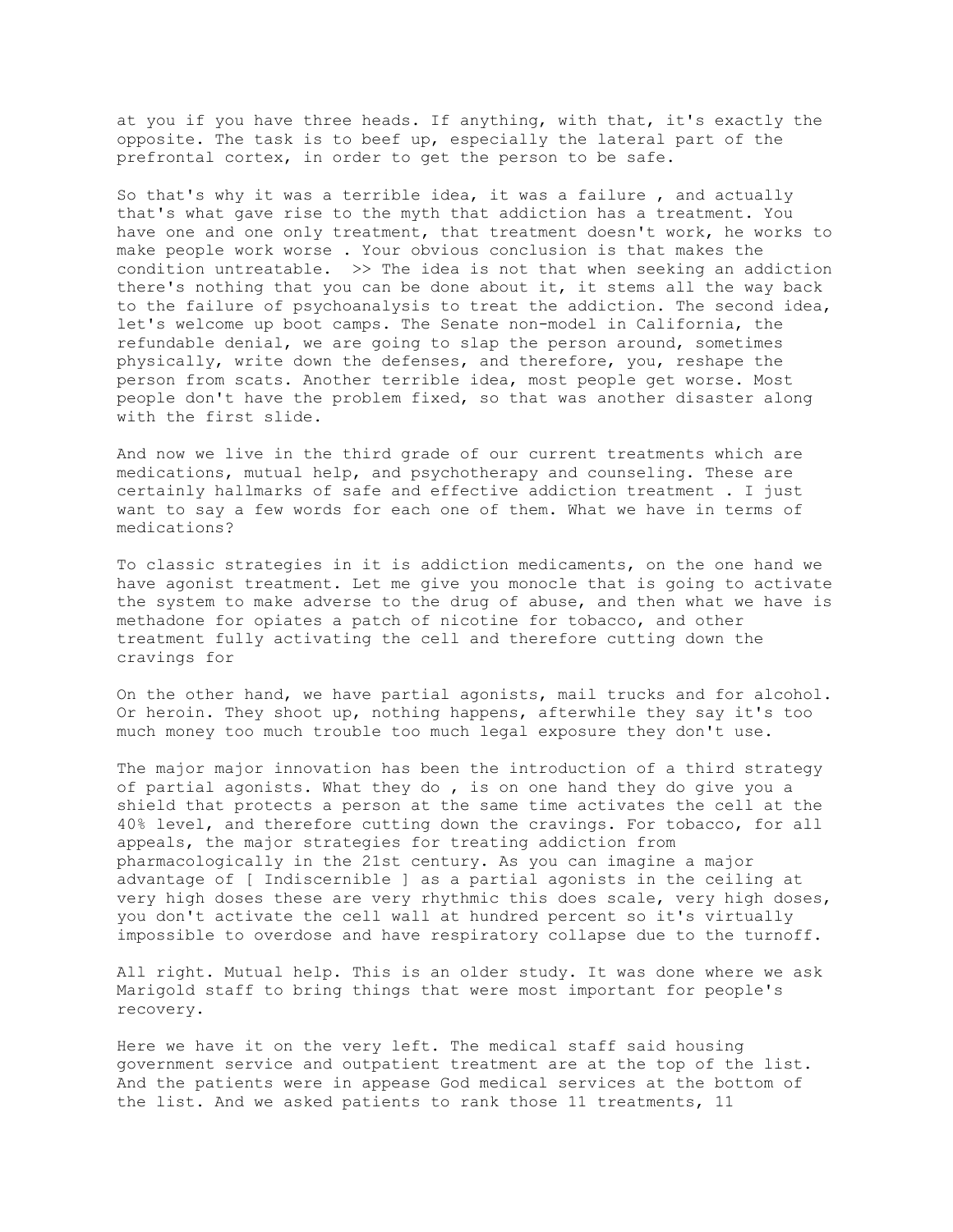at you if you have three heads. If anything, with that, it's exactly the opposite. The task is to beef up, especially the lateral part of the prefrontal cortex, in order to get the person to be safe.

So that's why it was a terrible idea, it was a failure , and actually that's what gave rise to the myth that addiction has a treatment. You have one and one only treatment, that treatment doesn't work, he works to make people work worse . Your obvious conclusion is that makes the condition untreatable.  >> The idea is not that when seeking an addiction there's nothing that you can be done about it, it stems all the way back to the failure of psychoanalysis to treat the addiction. The second idea, let's welcome up boot camps. The Senate non-model in California, the refundable denial, we are going to slap the person around, sometimes physically, write down the defenses, and therefore, you, reshape the person from scats. Another terrible idea, most people get worse. Most people don't have the problem fixed, so that was another disaster along with the first slide.

And now we live in the third grade of our current treatments which are medications, mutual help, and psychotherapy and counseling. These are certainly hallmarks of safe and effective addiction treatment . I just want to say a few words for each one of them. What we have in terms of medications?

To classic strategies in it is addiction medicaments, on the one hand we have agonist treatment. Let me give you monocle that is going to activate the system to make adverse to the drug of abuse, and then what we have is methadone for opiates a patch of nicotine for tobacco, and other treatment fully activating the cell and therefore cutting down the cravings for

On the other hand, we have partial agonists, mail trucks and for alcohol. Or heroin. They shoot up, nothing happens, afterwhile they say it's too much money too much trouble too much legal exposure they don't use.

The major major innovation has been the introduction of a third strategy of partial agonists. What they do , is on one hand they do give you a shield that protects a person at the same time activates the cell at the 40% level, and therefore cutting down the cravings. For tobacco, for all appeals, the major strategies for treating addiction from pharmacologically in the 21st century. As you can imagine a major advantage of [ Indiscernible ] as a partial agonists in the ceiling at very high doses these are very rhythmic this does scale, very high doses, you don't activate the cell wall at hundred percent so it's virtually impossible to overdose and have respiratory collapse due to the turnoff.

All right. Mutual help. This is an older study. It was done where we ask Marigold staff to bring things that were most important for people's recovery.

Here we have it on the very left. The medical staff said housing government service and outpatient treatment are at the top of the list. And the patients were in appease God medical services at the bottom of the list. And we asked patients to rank those 11 treatments, 11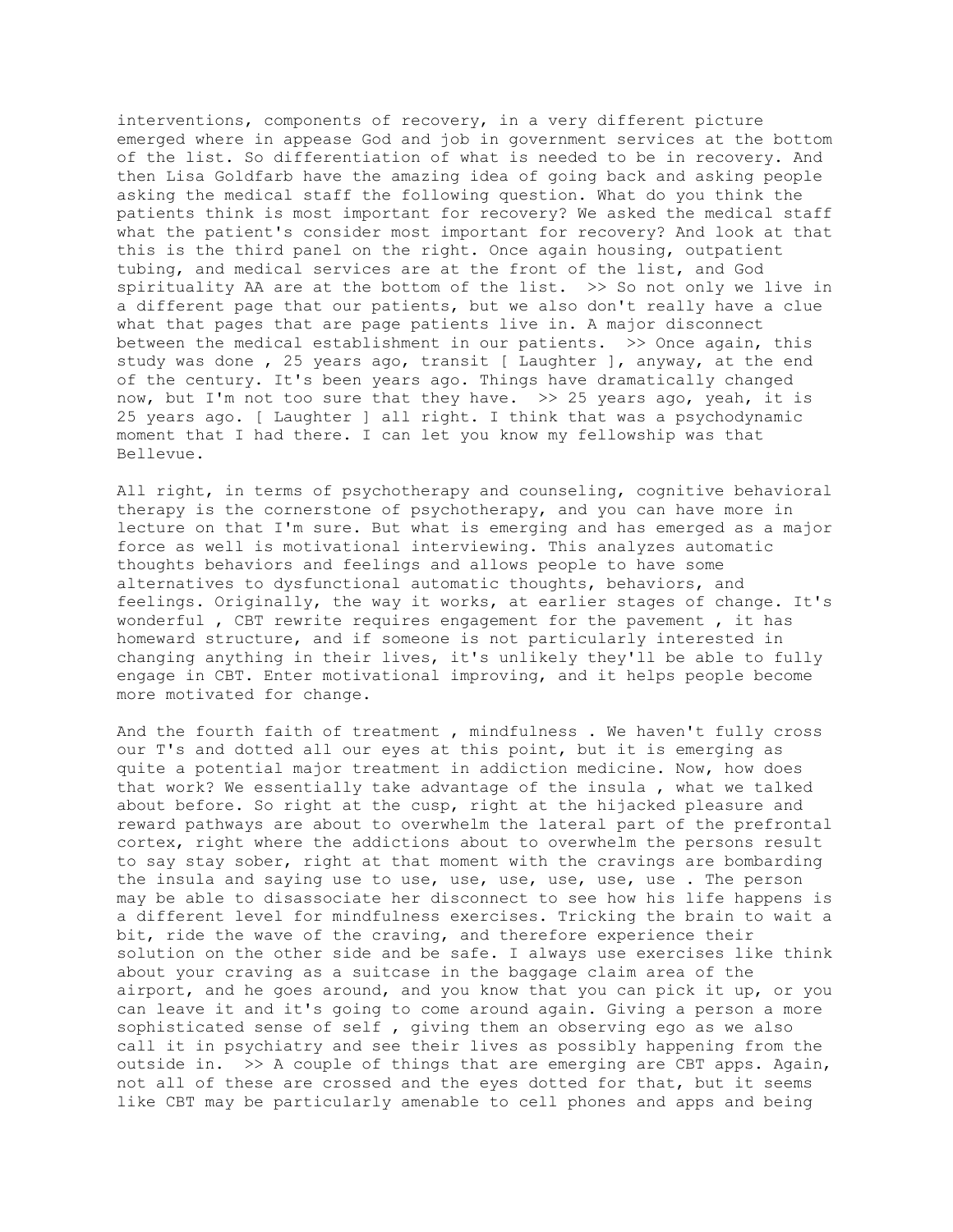interventions, components of recovery, in a very different picture emerged where in appease God and job in government services at the bottom of the list. So differentiation of what is needed to be in recovery. And then Lisa Goldfarb have the amazing idea of going back and asking people asking the medical staff the following question. What do you think the patients think is most important for recovery? We asked the medical staff what the patient's consider most important for recovery? And look at that this is the third panel on the right. Once again housing, outpatient tubing, and medical services are at the front of the list, and God spirituality AA are at the bottom of the list. >> So not only we live in a different page that our patients, but we also don't really have a clue what that pages that are page patients live in. A major disconnect between the medical establishment in our patients. >> Once again, this study was done , 25 years ago, transit [ Laughter ], anyway, at the end of the century. It's been years ago. Things have dramatically changed now, but I'm not too sure that they have. >> 25 years ago, yeah, it is 25 years ago. [ Laughter ] all right. I think that was a psychodynamic moment that I had there. I can let you know my fellowship was that Bellevue.

All right, in terms of psychotherapy and counseling, cognitive behavioral therapy is the cornerstone of psychotherapy, and you can have more in lecture on that I'm sure. But what is emerging and has emerged as a major force as well is motivational interviewing. This analyzes automatic thoughts behaviors and feelings and allows people to have some alternatives to dysfunctional automatic thoughts, behaviors, and feelings. Originally, the way it works, at earlier stages of change. It's wonderful , CBT rewrite requires engagement for the pavement , it has homeward structure, and if someone is not particularly interested in changing anything in their lives, it's unlikely they'll be able to fully engage in CBT. Enter motivational improving, and it helps people become more motivated for change.

And the fourth faith of treatment , mindfulness . We haven't fully cross our T's and dotted all our eyes at this point, but it is emerging as quite a potential major treatment in addiction medicine. Now, how does that work? We essentially take advantage of the insula , what we talked about before. So right at the cusp, right at the hijacked pleasure and reward pathways are about to overwhelm the lateral part of the prefrontal cortex, right where the addictions about to overwhelm the persons result to say stay sober, right at that moment with the cravings are bombarding the insula and saying use to use, use, use, use, use, use . The person may be able to disassociate her disconnect to see how his life happens is a different level for mindfulness exercises. Tricking the brain to wait a bit, ride the wave of the craving, and therefore experience their solution on the other side and be safe. I always use exercises like think about your craving as a suitcase in the baggage claim area of the airport, and he goes around, and you know that you can pick it up, or you can leave it and it's going to come around again. Giving a person a more sophisticated sense of self , giving them an observing ego as we also call it in psychiatry and see their lives as possibly happening from the outside in. >> A couple of things that are emerging are CBT apps. Again, not all of these are crossed and the eyes dotted for that, but it seems like CBT may be particularly amenable to cell phones and apps and being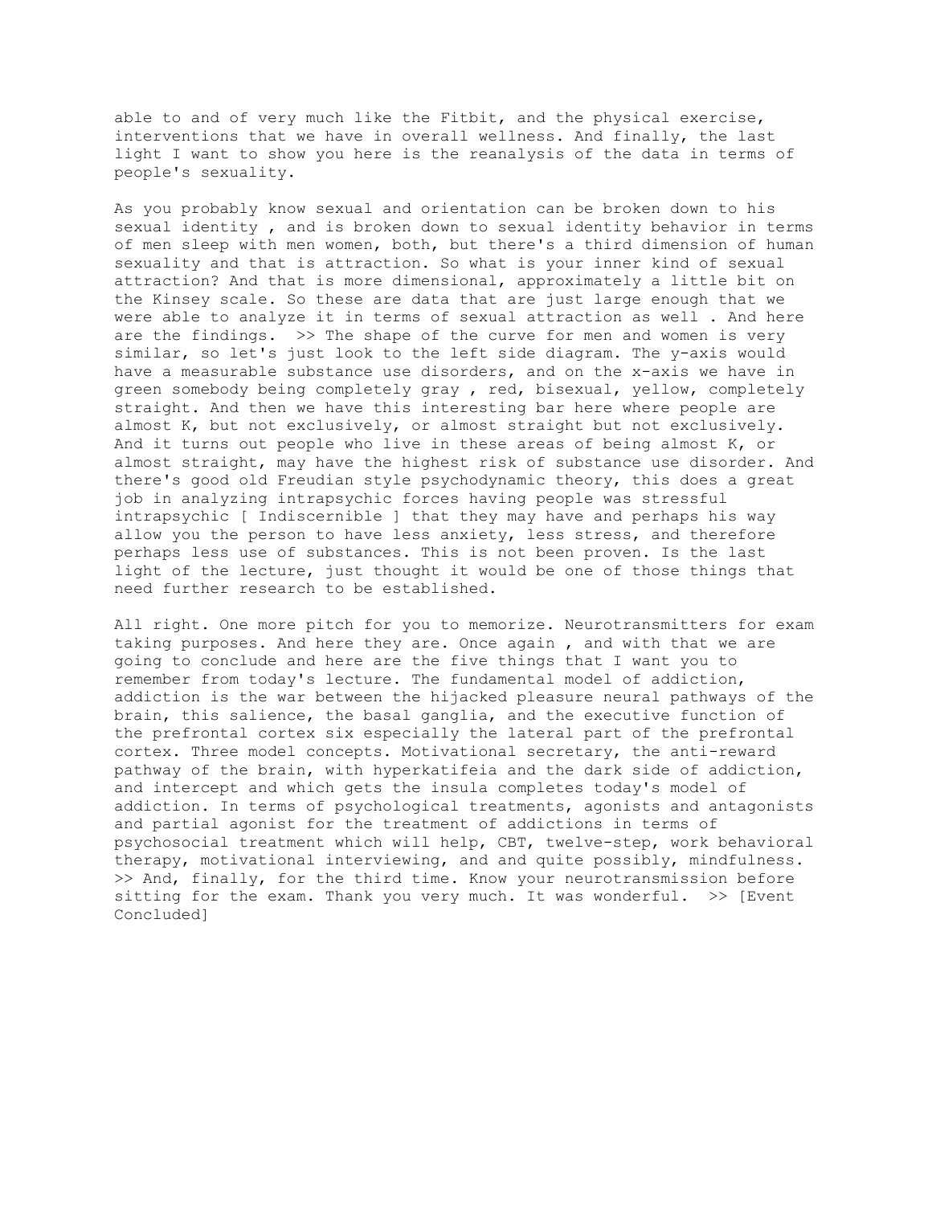able to and of very much like the Fitbit, and the physical exercise, interventions that we have in overall wellness. And finally, the last light I want to show you here is the reanalysis of the data in terms of people's sexuality.

As you probably know sexual and orientation can be broken down to his sexual identity , and is broken down to sexual identity behavior in terms of men sleep with men women, both, but there's a third dimension of human sexuality and that is attraction. So what is your inner kind of sexual attraction? And that is more dimensional, approximately a little bit on the Kinsey scale. So these are data that are just large enough that we were able to analyze it in terms of sexual attraction as well . And here are the findings.  >> The shape of the curve for men and women is very similar, so let's just look to the left side diagram. The y-axis would have a measurable substance use disorders, and on the x-axis we have in green somebody being completely gray , red, bisexual, yellow, completely straight. And then we have this interesting bar here where people are almost K, but not exclusively, or almost straight but not exclusively. And it turns out people who live in these areas of being almost K, or almost straight, may have the highest risk of substance use disorder. And there's good old Freudian style psychodynamic theory, this does a great job in analyzing intrapsychic forces having people was stressful intrapsychic [ Indiscernible ] that they may have and perhaps his way allow you the person to have less anxiety, less stress, and therefore perhaps less use of substances. This is not been proven. Is the last light of the lecture, just thought it would be one of those things that need further research to be established.

All right. One more pitch for you to memorize. Neurotransmitters for exam taking purposes. And here they are. Once again , and with that we are going to conclude and here are the five things that I want you to remember from today's lecture. The fundamental model of addiction, addiction is the war between the hijacked pleasure neural pathways of the brain, this salience, the basal ganglia, and the executive function of the prefrontal cortex six especially the lateral part of the prefrontal cortex. Three model concepts. Motivational secretary, the anti-reward pathway of the brain, with hyperkatifeia and the dark side of addiction, and intercept and which gets the insula completes today's model of addiction. In terms of psychological treatments, agonists and antagonists and partial agonist for the treatment of addictions in terms of psychosocial treatment which will help, CBT, twelve-step, work behavioral therapy, motivational interviewing, and and quite possibly, mindfulness.  >> And, finally, for the third time. Know your neurotransmission before sitting for the exam. Thank you very much. It was wonderful.  >> [Event Concluded]